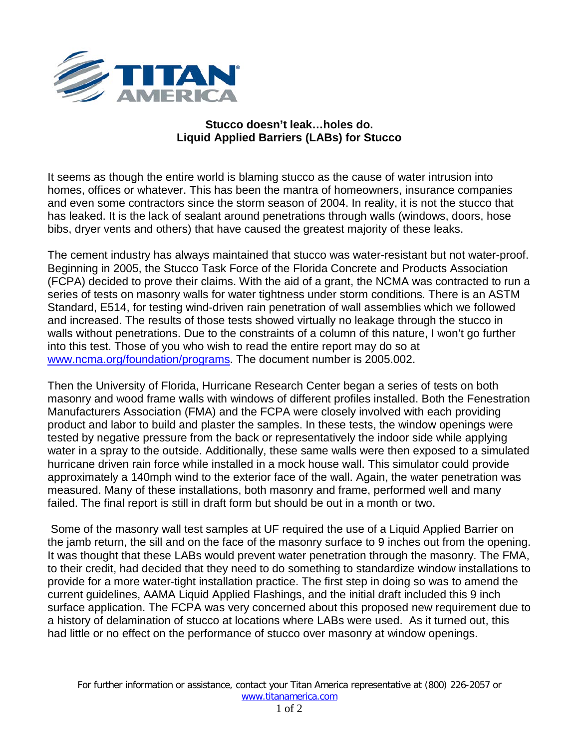**Stucco doesn't leak…holes do.**
**Liquid Applied Barriers (LABs) for Stucco**

It seems as though the entire world is blaming stucco as the cause of water intrusion into homes, offices or whatever. This has been the mantra of homeowners, insurance companies and even some contractors since the storm season of 2004. In reality, it is not the stucco that has leaked. It is the lack of sealant around penetrations through walls (windows, doors, hose bibs, dryer vents and others) that have caused the greatest majority of these leaks.

The cement industry has always maintained that stucco was water-resistant but not water-proof. Beginning in 2005, the Stucco Task Force of the Florida Concrete and Products Association (FCPA) decided to prove their claims. With the aid of a grant, the NCMA was contracted to run a series of tests on masonry walls for water tightness under storm conditions. There is an ASTM Standard, E514, for testing wind-driven rain penetration of wall assemblies which we followed and increased. The results of those tests showed virtually no leakage through the stucco in walls without penetrations. Due to the constraints of a column of this nature, I won't go further into this test. Those of you who wish to read the entire report may do so at www.ncma.org/foundation/programs. The document number is 2005.002.

Then the University of Florida, Hurricane Research Center began a series of tests on both masonry and wood frame walls with windows of different profiles installed. Both the Fenestration Manufacturers Association (FMA) and the FCPA were closely involved with each providing product and labor to build and plaster the samples. In these tests, the window openings were tested by negative pressure from the back or representatively the indoor side while applying water in a spray to the outside. Additionally, these same walls were then exposed to a simulated hurricane driven rain force while installed in a mock house wall. This simulator could provide approximately a 140mph wind to the exterior face of the wall. Again, the water penetration was measured. Many of these installations, both masonry and frame, performed well and many failed. The final report is still in draft form but should be out in a month or two.

Some of the masonry wall test samples at UF required the use of a Liquid Applied Barrier on the jamb return, the sill and on the face of the masonry surface to 9 inches out from the opening. It was thought that these LABs would prevent water penetration through the masonry. The FMA, to their credit, had decided that they need to do something to standardize window installations to provide for a more water-tight installation practice. The first step in doing so was to amend the current guidelines, AAMA Liquid Applied Flashings, and the initial draft included this 9 inch surface application. The FCPA was very concerned about this proposed new requirement due to a history of delamination of stucco at locations where LABs were used. As it turned out, this had little or no effect on the performance of stucco over masonry at window openings.

For further information or assistance, contact your Titan America representative at (800) 226-2057 or www.titanamerica.com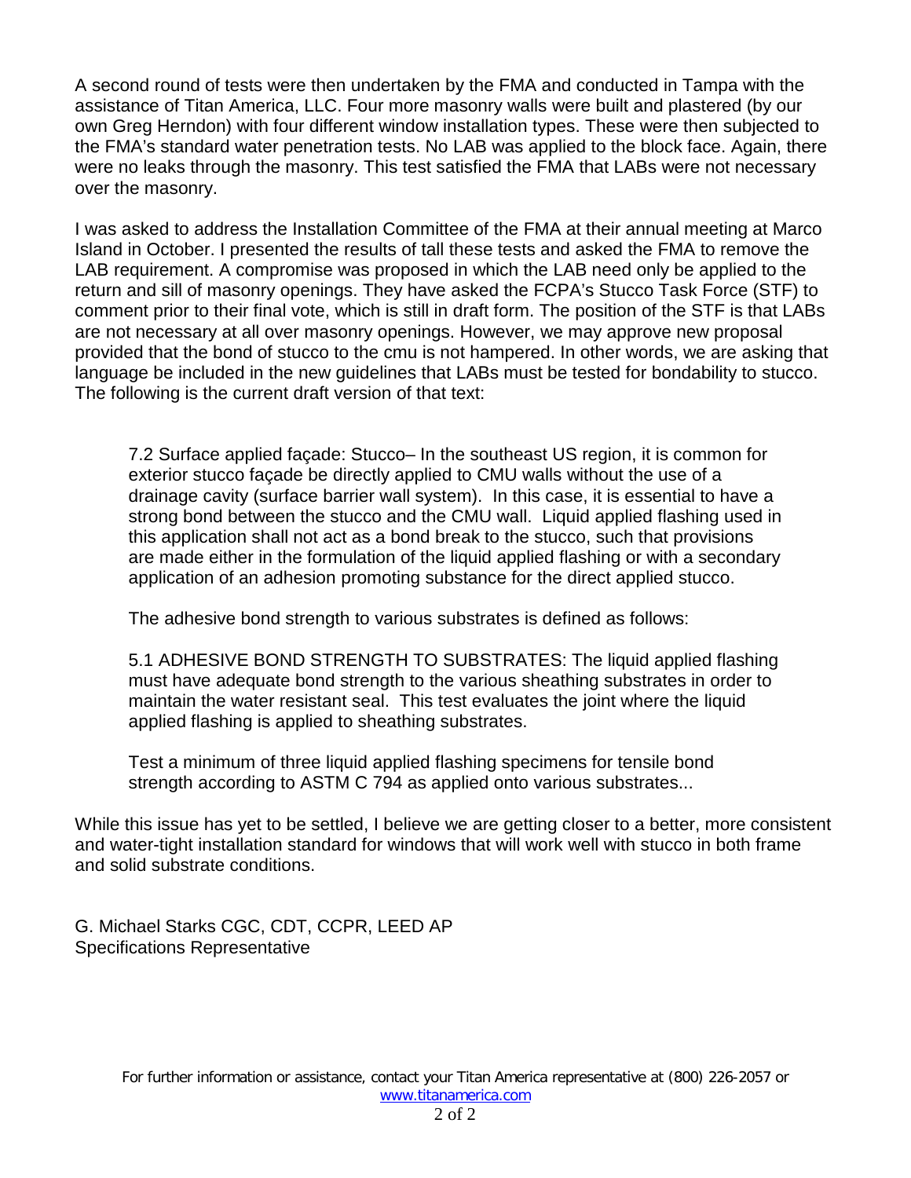A second round of tests were then undertaken by the FMA and conducted in Tampa with the assistance of Titan America, LLC. Four more masonry walls were built and plastered (by our own Greg Herndon) with four different window installation types. These were then subjected to the FMA's standard water penetration tests. No LAB was applied to the block face. Again, there were no leaks through the masonry. This test satisfied the FMA that LABs were not necessary over the masonry.

I was asked to address the Installation Committee of the FMA at their annual meeting at Marco Island in October. I presented the results of tall these tests and asked the FMA to remove the LAB requirement. A compromise was proposed in which the LAB need only be applied to the return and sill of masonry openings. They have asked the FCPA's Stucco Task Force (STF) to comment prior to their final vote, which is still in draft form. The position of the STF is that LABs are not necessary at all over masonry openings. However, we may approve new proposal provided that the bond of stucco to the cmu is not hampered. In other words, we are asking that language be included in the new guidelines that LABs must be tested for bondability to stucco. The following is the current draft version of that text:

> 7.2 Surface applied façade: Stucco– In the southeast US region, it is common for exterior stucco façade be directly applied to CMU walls without the use of a drainage cavity (surface barrier wall system). In this case, it is essential to have a strong bond between the stucco and the CMU wall. Liquid applied flashing used in this application shall not act as a bond break to the stucco, such that provisions are made either in the formulation of the liquid applied flashing or with a secondary application of an adhesion promoting substance for the direct applied stucco.
>
> The adhesive bond strength to various substrates is defined as follows:
>
> 5.1 ADHESIVE BOND STRENGTH TO SUBSTRATES: The liquid applied flashing must have adequate bond strength to the various sheathing substrates in order to maintain the water resistant seal. This test evaluates the joint where the liquid applied flashing is applied to sheathing substrates.
>
> Test a minimum of three liquid applied flashing specimens for tensile bond strength according to ASTM C 794 as applied onto various substrates...

While this issue has yet to be settled, I believe we are getting closer to a better, more consistent and water-tight installation standard for windows that will work well with stucco in both frame and solid substrate conditions.

G. Michael Starks CGC, CDT, CCPR, LEED AP
Specifications Representative

For further information or assistance, contact your Titan America representative at (800) 226-2057 or www.titanamerica.com